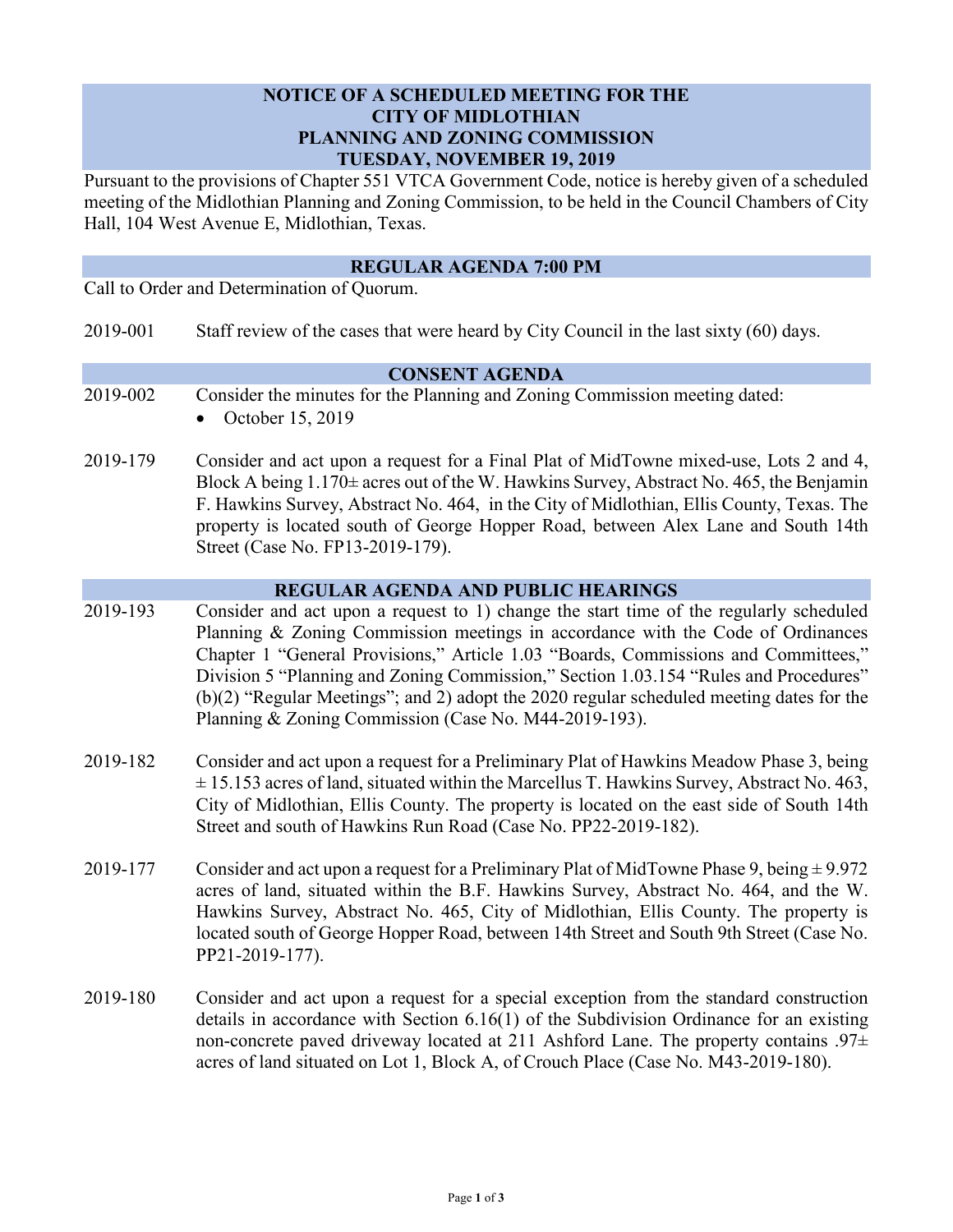# NOTICE OF A SCHEDULED MEETING FOR THE CITY OF MIDLOTHIAN PLANNING AND ZONING COMMISSION TUESDAY, NOVEMBER 19, 2019

Pursuant to the provisions of Chapter 551 VTCA Government Code, notice is hereby given of a scheduled meeting of the Midlothian Planning and Zoning Commission, to be held in the Council Chambers of City Hall, 104 West Avenue E, Midlothian, Texas.

## REGULAR AGENDA 7:00 PM

Call to Order and Determination of Quorum.

2019-001 Staff review of the cases that were heard by City Council in the last sixty (60) days.

## CONSENT AGENDA

2019-002 Consider the minutes for the Planning and Zoning Commission meeting dated:

- October 15, 2019

2019-179 Consider and act upon a request for a Final Plat of MidTowne mixed-use, Lots 2 and 4, Block A being 1.170± acres out of the W. Hawkins Survey, Abstract No. 465, the Benjamin F. Hawkins Survey, Abstract No. 464, in the City of Midlothian, Ellis County, Texas. The property is located south of George Hopper Road, between Alex Lane and South 14th Street (Case No. FP13-2019-179).

## REGULAR AGENDA AND PUBLIC HEARINGS

2019-193 Consider and act upon a request to 1) change the start time of the regularly scheduled Planning & Zoning Commission meetings in accordance with the Code of Ordinances Chapter 1 "General Provisions," Article 1.03 "Boards, Commissions and Committees," Division 5 "Planning and Zoning Commission," Section 1.03.154 "Rules and Procedures" (b)(2) "Regular Meetings"; and 2) adopt the 2020 regular scheduled meeting dates for the Planning & Zoning Commission (Case No. M44-2019-193).

2019-182 Consider and act upon a request for a Preliminary Plat of Hawkins Meadow Phase 3, being ± 15.153 acres of land, situated within the Marcellus T. Hawkins Survey, Abstract No. 463, City of Midlothian, Ellis County. The property is located on the east side of South 14th Street and south of Hawkins Run Road (Case No. PP22-2019-182).

2019-177 Consider and act upon a request for a Preliminary Plat of MidTowne Phase 9, being ± 9.972 acres of land, situated within the B.F. Hawkins Survey, Abstract No. 464, and the W. Hawkins Survey, Abstract No. 465, City of Midlothian, Ellis County. The property is located south of George Hopper Road, between 14th Street and South 9th Street (Case No. PP21-2019-177).

2019-180 Consider and act upon a request for a special exception from the standard construction details in accordance with Section 6.16(1) of the Subdivision Ordinance for an existing non-concrete paved driveway located at 211 Ashford Lane. The property contains .97± acres of land situated on Lot 1, Block A, of Crouch Place (Case No. M43-2019-180).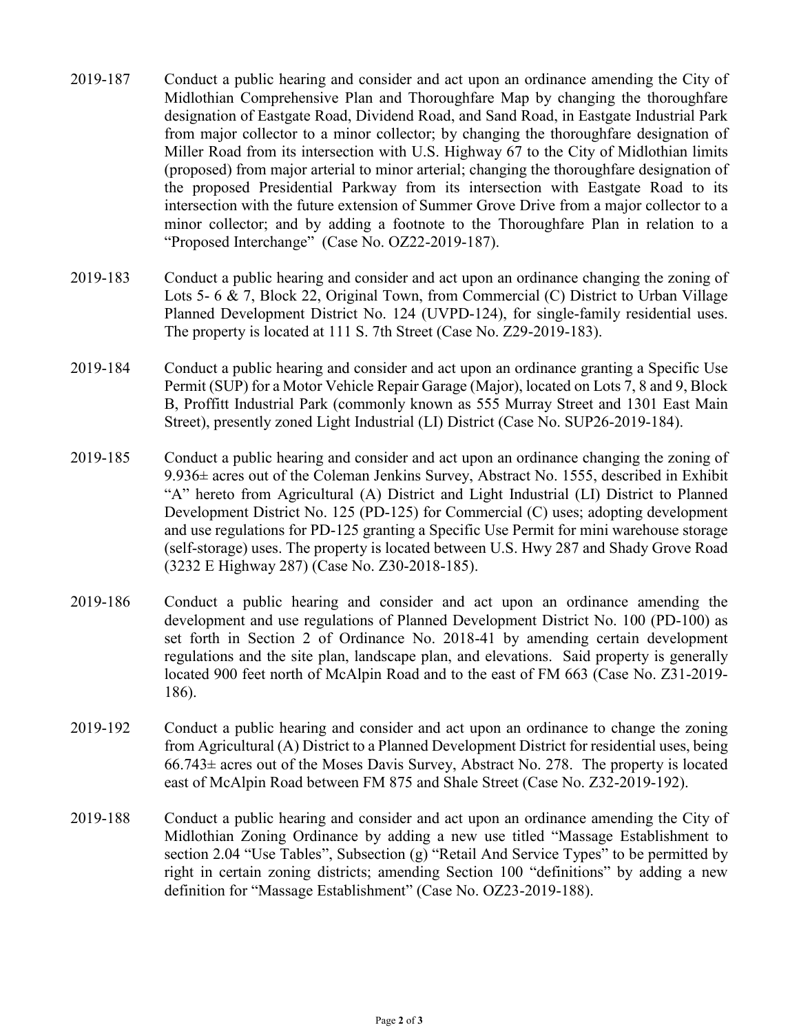2019-187 Conduct a public hearing and consider and act upon an ordinance amending the City of Midlothian Comprehensive Plan and Thoroughfare Map by changing the thoroughfare designation of Eastgate Road, Dividend Road, and Sand Road, in Eastgate Industrial Park from major collector to a minor collector; by changing the thoroughfare designation of Miller Road from its intersection with U.S. Highway 67 to the City of Midlothian limits (proposed) from major arterial to minor arterial; changing the thoroughfare designation of the proposed Presidential Parkway from its intersection with Eastgate Road to its intersection with the future extension of Summer Grove Drive from a major collector to a minor collector; and by adding a footnote to the Thoroughfare Plan in relation to a "Proposed Interchange" (Case No. OZ22-2019-187).

2019-183 Conduct a public hearing and consider and act upon an ordinance changing the zoning of Lots 5- 6 & 7, Block 22, Original Town, from Commercial (C) District to Urban Village Planned Development District No. 124 (UVPD-124), for single-family residential uses. The property is located at 111 S. 7th Street (Case No. Z29-2019-183).

2019-184 Conduct a public hearing and consider and act upon an ordinance granting a Specific Use Permit (SUP) for a Motor Vehicle Repair Garage (Major), located on Lots 7, 8 and 9, Block B, Proffitt Industrial Park (commonly known as 555 Murray Street and 1301 East Main Street), presently zoned Light Industrial (LI) District (Case No. SUP26-2019-184).

2019-185 Conduct a public hearing and consider and act upon an ordinance changing the zoning of 9.936± acres out of the Coleman Jenkins Survey, Abstract No. 1555, described in Exhibit "A" hereto from Agricultural (A) District and Light Industrial (LI) District to Planned Development District No. 125 (PD-125) for Commercial (C) uses; adopting development and use regulations for PD-125 granting a Specific Use Permit for mini warehouse storage (self-storage) uses. The property is located between U.S. Hwy 287 and Shady Grove Road (3232 E Highway 287) (Case No. Z30-2018-185).

2019-186 Conduct a public hearing and consider and act upon an ordinance amending the development and use regulations of Planned Development District No. 100 (PD-100) as set forth in Section 2 of Ordinance No. 2018-41 by amending certain development regulations and the site plan, landscape plan, and elevations. Said property is generally located 900 feet north of McAlpin Road and to the east of FM 663 (Case No. Z31-2019-186).

2019-192 Conduct a public hearing and consider and act upon an ordinance to change the zoning from Agricultural (A) District to a Planned Development District for residential uses, being 66.743± acres out of the Moses Davis Survey, Abstract No. 278. The property is located east of McAlpin Road between FM 875 and Shale Street (Case No. Z32-2019-192).

2019-188 Conduct a public hearing and consider and act upon an ordinance amending the City of Midlothian Zoning Ordinance by adding a new use titled "Massage Establishment to section 2.04 "Use Tables", Subsection (g) "Retail And Service Types" to be permitted by right in certain zoning districts; amending Section 100 "definitions" by adding a new definition for "Massage Establishment" (Case No. OZ23-2019-188).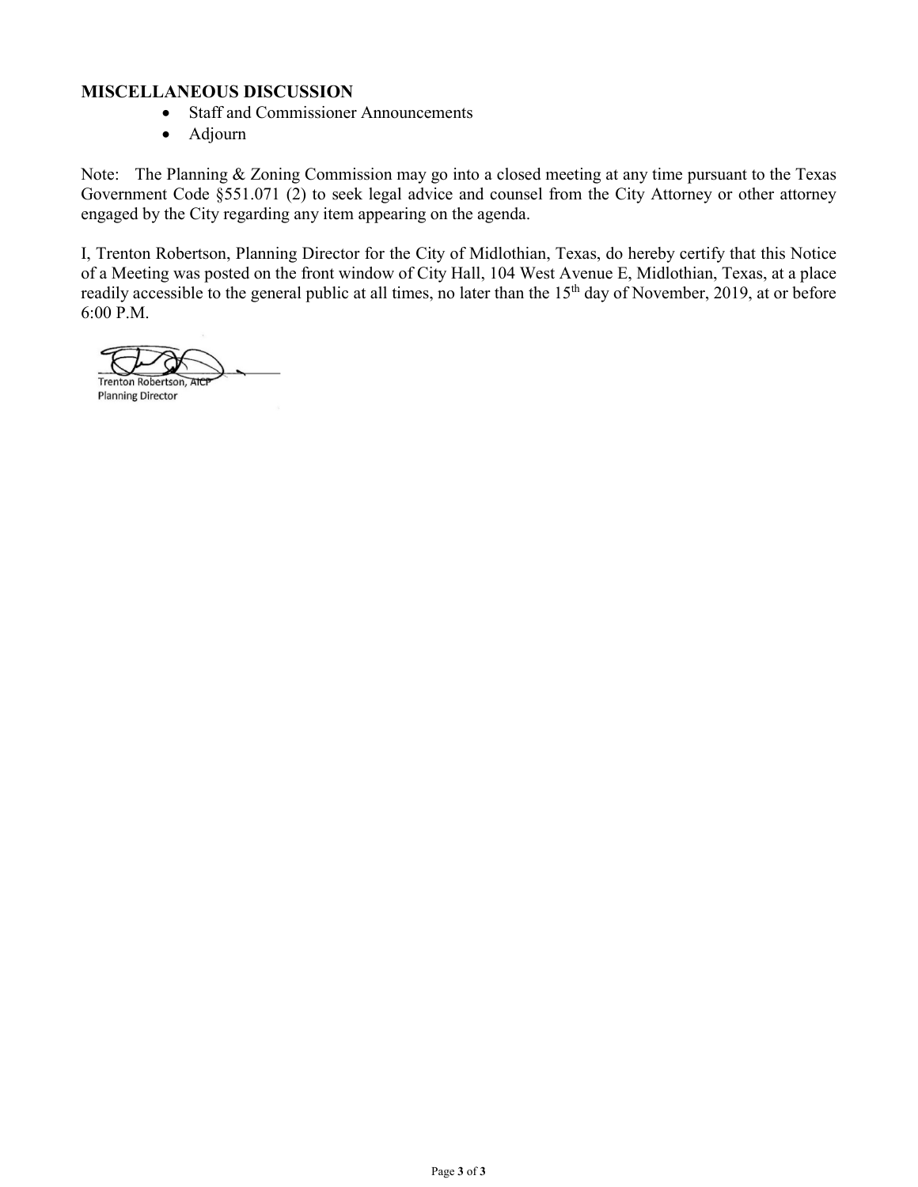**MISCELLANEOUS DISCUSSION**

- Staff and Commissioner Announcements
- Adjourn

Note: The Planning & Zoning Commission may go into a closed meeting at any time pursuant to the Texas Government Code §551.071 (2) to seek legal advice and counsel from the City Attorney or other attorney engaged by the City regarding any item appearing on the agenda.

I, Trenton Robertson, Planning Director for the City of Midlothian, Texas, do hereby certify that this Notice of a Meeting was posted on the front window of City Hall, 104 West Avenue E, Midlothian, Texas, at a place readily accessible to the general public at all times, no later than the 15th day of November, 2019, at or before 6:00 P.M.

Trenton Robertson, AICP
Planning Director